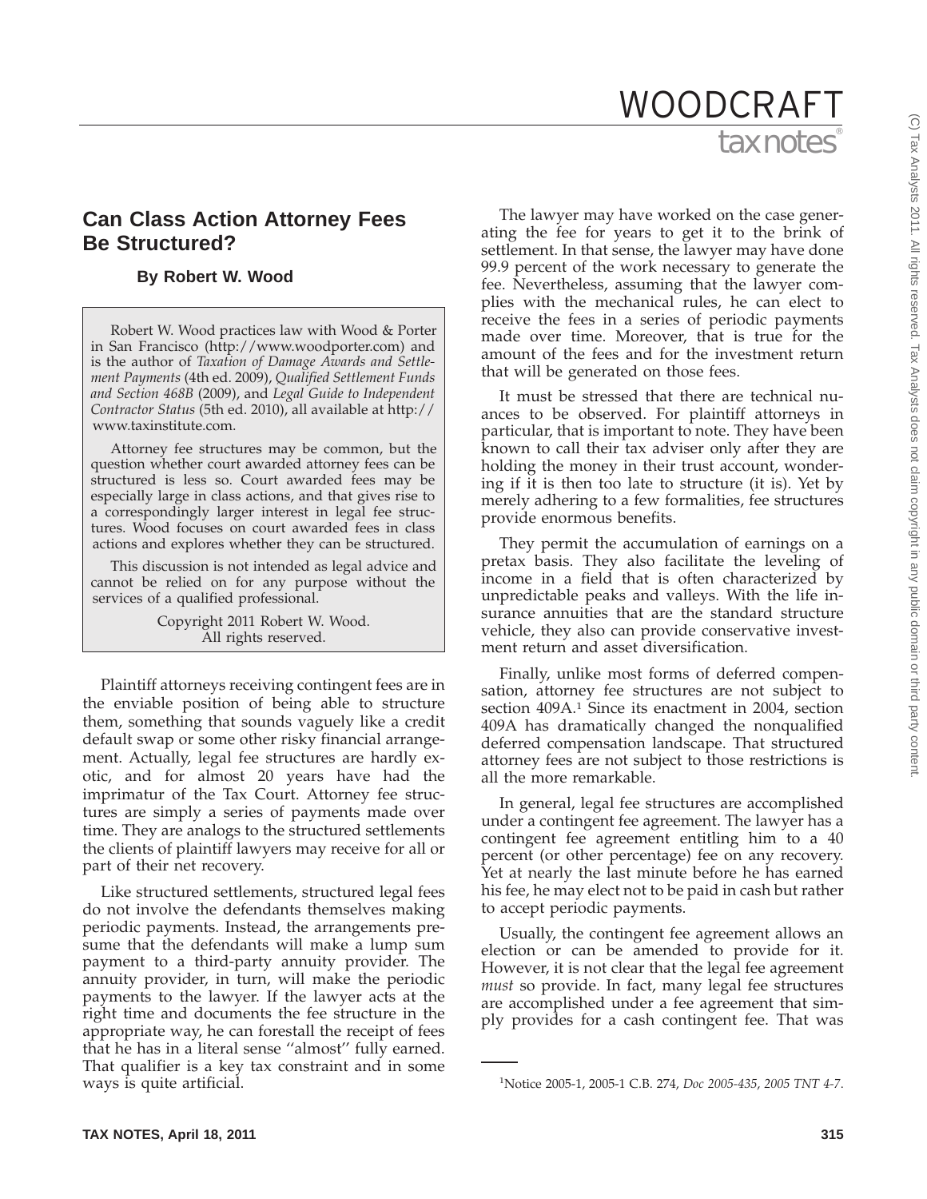# Can Class Action Attorney Fees Be Structured?

**By Robert W. Wood**

Robert W. Wood practices law with Wood & Porter in San Francisco (http://www.woodporter.com) and is the author of *Taxation of Damage Awards and Settlement Payments* (4th ed. 2009), *Qualified Settlement Funds and Section 468B* (2009), and *Legal Guide to Independent Contractor Status* (5th ed. 2010), all available at http://www.taxinstitute.com.

Attorney fee structures may be common, but the question whether court awarded attorney fees can be structured is less so. Court awarded fees may be especially large in class actions, and that gives rise to a correspondingly larger interest in legal fee structures. Wood focuses on court awarded fees in class actions and explores whether they can be structured.

This discussion is not intended as legal advice and cannot be relied on for any purpose without the services of a qualified professional.

Copyright 2011 Robert W. Wood.
All rights reserved.

Plaintiff attorneys receiving contingent fees are in the enviable position of being able to structure them, something that sounds vaguely like a credit default swap or some other risky financial arrangement. Actually, legal fee structures are hardly exotic, and for almost 20 years have had the imprimatur of the Tax Court. Attorney fee structures are simply a series of payments made over time. They are analogs to the structured settlements the clients of plaintiff lawyers may receive for all or part of their net recovery.

Like structured settlements, structured legal fees do not involve the defendants themselves making periodic payments. Instead, the arrangements presume that the defendants will make a lump sum payment to a third-party annuity provider. The annuity provider, in turn, will make the periodic payments to the lawyer. If the lawyer acts at the right time and documents the fee structure in the appropriate way, he can forestall the receipt of fees that he has in a literal sense ''almost'' fully earned. That qualifier is a key tax constraint and in some ways is quite artificial.

The lawyer may have worked on the case generating the fee for years to get it to the brink of settlement. In that sense, the lawyer may have done 99.9 percent of the work necessary to generate the fee. Nevertheless, assuming that the lawyer complies with the mechanical rules, he can elect to receive the fees in a series of periodic payments made over time. Moreover, that is true for the amount of the fees and for the investment return that will be generated on those fees.

It must be stressed that there are technical nuances to be observed. For plaintiff attorneys in particular, that is important to note. They have been known to call their tax adviser only after they are holding the money in their trust account, wondering if it is then too late to structure (it is). Yet by merely adhering to a few formalities, fee structures provide enormous benefits.

They permit the accumulation of earnings on a pretax basis. They also facilitate the leveling of income in a field that is often characterized by unpredictable peaks and valleys. With the life insurance annuities that are the standard structure vehicle, they also can provide conservative investment return and asset diversification.

Finally, unlike most forms of deferred compensation, attorney fee structures are not subject to section 409A.[1] Since its enactment in 2004, section 409A has dramatically changed the nonqualified deferred compensation landscape. That structured attorney fees are not subject to those restrictions is all the more remarkable.

In general, legal fee structures are accomplished under a contingent fee agreement. The lawyer has a contingent fee agreement entitling him to a 40 percent (or other percentage) fee on any recovery. Yet at nearly the last minute before he has earned his fee, he may elect not to be paid in cash but rather to accept periodic payments.

Usually, the contingent fee agreement allows an election or can be amended to provide for it. However, it is not clear that the legal fee agreement *must* so provide. In fact, many legal fee structures are accomplished under a fee agreement that simply provides for a cash contingent fee. That was

[1] Notice 2005-1, 2005-1 C.B. 274, *Doc 2005-435*, *2005 TNT 4-7*.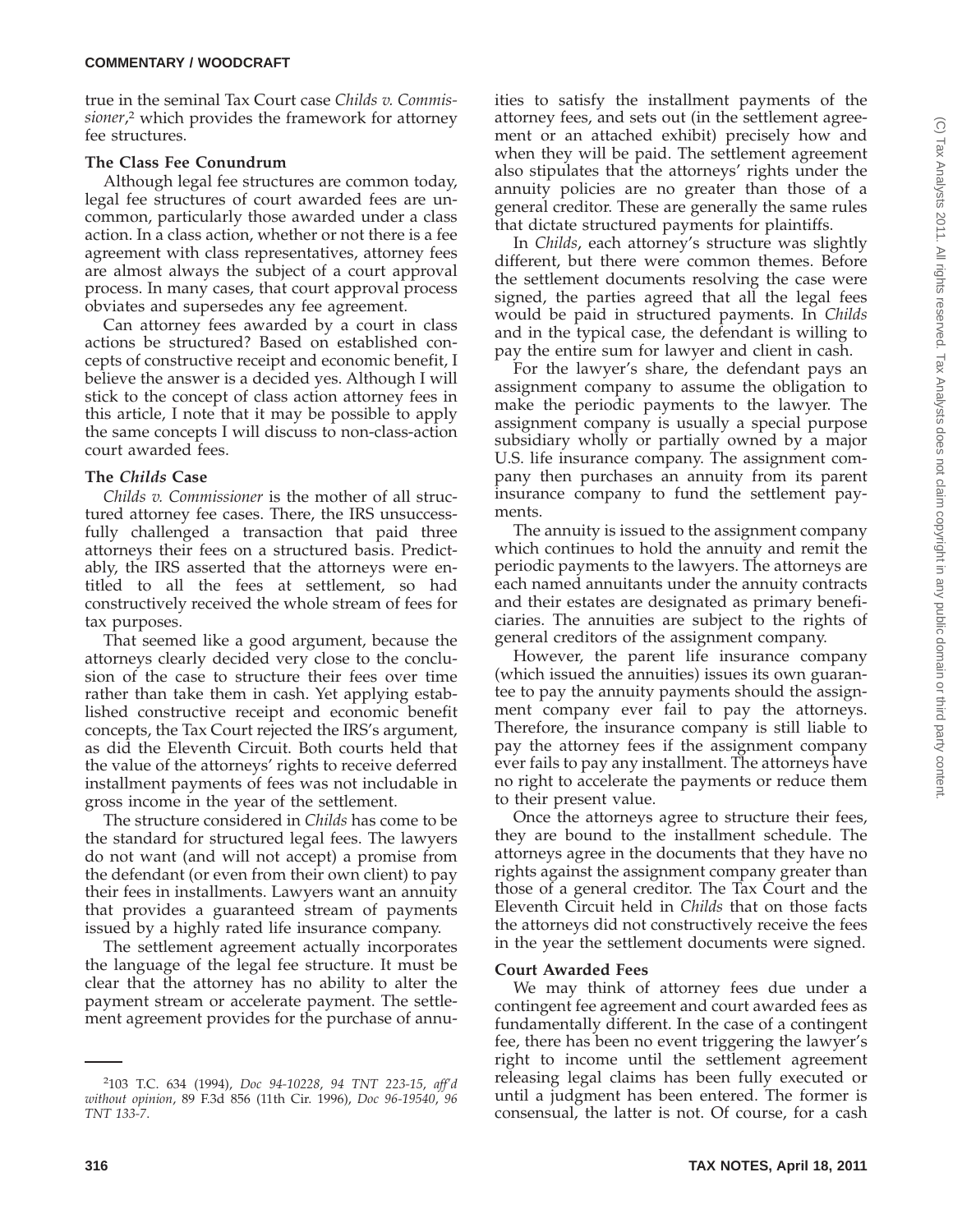true in the seminal Tax Court case *Childs v. Commissioner*,[2] which provides the framework for attorney fee structures.

**The Class Fee Conundrum**

Although legal fee structures are common today, legal fee structures of court awarded fees are uncommon, particularly those awarded under a class action. In a class action, whether or not there is a fee agreement with class representatives, attorney fees are almost always the subject of a court approval process. In many cases, that court approval process obviates and supersedes any fee agreement.

Can attorney fees awarded by a court in class actions be structured? Based on established concepts of constructive receipt and economic benefit, I believe the answer is a decided yes. Although I will stick to the concept of class action attorney fees in this article, I note that it may be possible to apply the same concepts I will discuss to non-class-action court awarded fees.

**The *Childs* Case**

*Childs v. Commissioner* is the mother of all structured attorney fee cases. There, the IRS unsuccessfully challenged a transaction that paid three attorneys their fees on a structured basis. Predictably, the IRS asserted that the attorneys were entitled to all the fees at settlement, so had constructively received the whole stream of fees for tax purposes.

That seemed like a good argument, because the attorneys clearly decided very close to the conclusion of the case to structure their fees over time rather than take them in cash. Yet applying established constructive receipt and economic benefit concepts, the Tax Court rejected the IRS's argument, as did the Eleventh Circuit. Both courts held that the value of the attorneys' rights to receive deferred installment payments of fees was not includable in gross income in the year of the settlement.

The structure considered in *Childs* has come to be the standard for structured legal fees. The lawyers do not want (and will not accept) a promise from the defendant (or even from their own client) to pay their fees in installments. Lawyers want an annuity that provides a guaranteed stream of payments issued by a highly rated life insurance company.

The settlement agreement actually incorporates the language of the legal fee structure. It must be clear that the attorney has no ability to alter the payment stream or accelerate payment. The settlement agreement provides for the purchase of annuities to satisfy the installment payments of the attorney fees, and sets out (in the settlement agreement or an attached exhibit) precisely how and when they will be paid. The settlement agreement also stipulates that the attorneys' rights under the annuity policies are no greater than those of a general creditor. These are generally the same rules that dictate structured payments for plaintiffs.

In *Childs*, each attorney's structure was slightly different, but there were common themes. Before the settlement documents resolving the case were signed, the parties agreed that all the legal fees would be paid in structured payments. In *Childs* and in the typical case, the defendant is willing to pay the entire sum for lawyer and client in cash.

For the lawyer's share, the defendant pays an assignment company to assume the obligation to make the periodic payments to the lawyer. The assignment company is usually a special purpose subsidiary wholly or partially owned by a major U.S. life insurance company. The assignment company then purchases an annuity from its parent insurance company to fund the settlement payments.

The annuity is issued to the assignment company which continues to hold the annuity and remit the periodic payments to the lawyers. The attorneys are each named annuitants under the annuity contracts and their estates are designated as primary beneficiaries. The annuities are subject to the rights of general creditors of the assignment company.

However, the parent life insurance company (which issued the annuities) issues its own guarantee to pay the annuity payments should the assignment company ever fail to pay the attorneys. Therefore, the insurance company is still liable to pay the attorney fees if the assignment company ever fails to pay any installment. The attorneys have no right to accelerate the payments or reduce them to their present value.

Once the attorneys agree to structure their fees, they are bound to the installment schedule. The attorneys agree in the documents that they have no rights against the assignment company greater than those of a general creditor. The Tax Court and the Eleventh Circuit held in *Childs* that on those facts the attorneys did not constructively receive the fees in the year the settlement documents were signed.

**Court Awarded Fees**

We may think of attorney fees due under a contingent fee agreement and court awarded fees as fundamentally different. In the case of a contingent fee, there has been no event triggering the lawyer's right to income until the settlement agreement releasing legal claims has been fully executed or until a judgment has been entered. The former is consensual, the latter is not. Of course, for a cash

---

[2] 103 T.C. 634 (1994), *Doc 94-10228*, *94 TNT 223-15*, *aff'd without opinion*, 89 F.3d 856 (11th Cir. 1996), *Doc 96-19540*, *96 TNT 133-7*.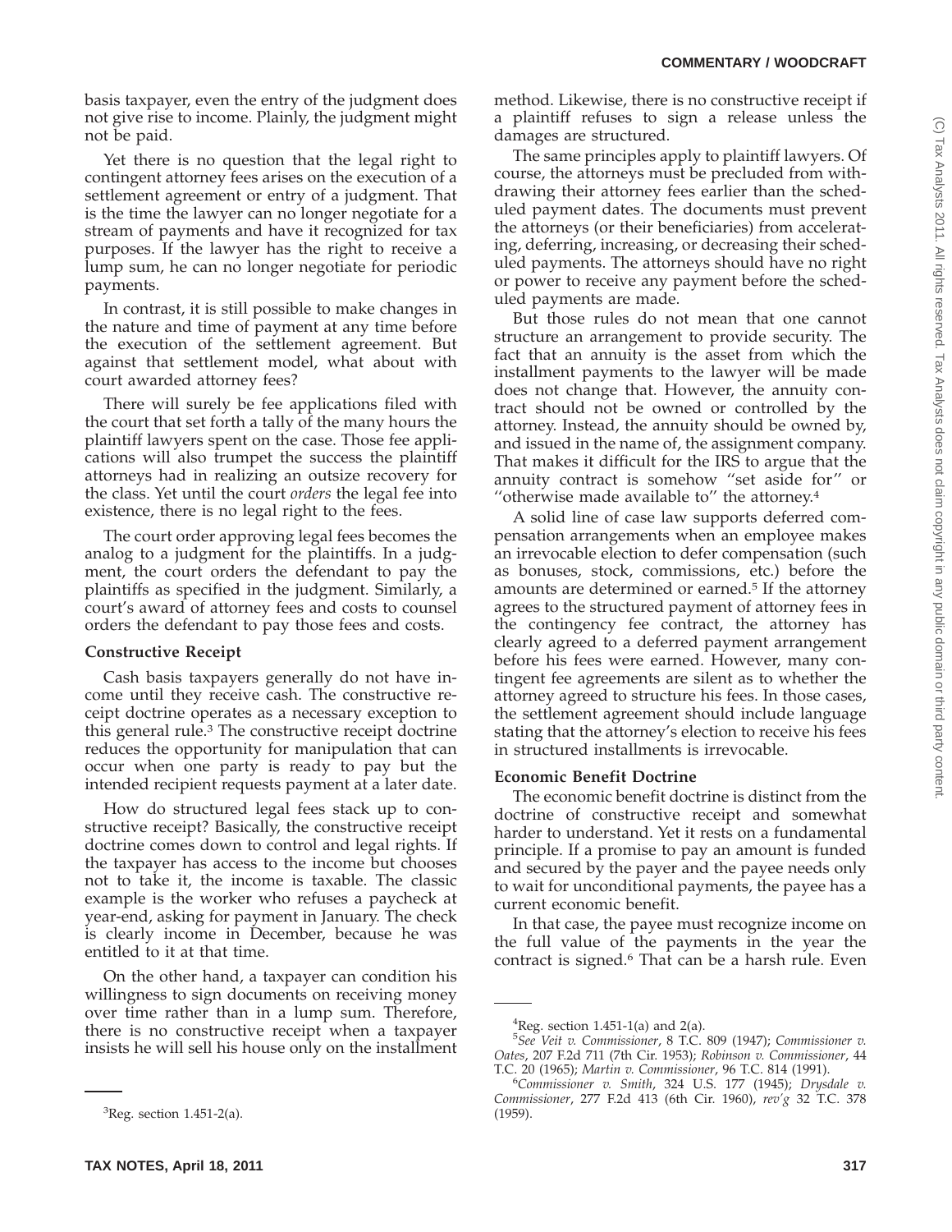basis taxpayer, even the entry of the judgment does not give rise to income. Plainly, the judgment might not be paid.

Yet there is no question that the legal right to contingent attorney fees arises on the execution of a settlement agreement or entry of a judgment. That is the time the lawyer can no longer negotiate for a stream of payments and have it recognized for tax purposes. If the lawyer has the right to receive a lump sum, he can no longer negotiate for periodic payments.

In contrast, it is still possible to make changes in the nature and time of payment at any time before the execution of the settlement agreement. But against that settlement model, what about with court awarded attorney fees?

There will surely be fee applications filed with the court that set forth a tally of the many hours the plaintiff lawyers spent on the case. Those fee applications will also trumpet the success the plaintiff attorneys had in realizing an outsize recovery for the class. Yet until the court *orders* the legal fee into existence, there is no legal right to the fees.

The court order approving legal fees becomes the analog to a judgment for the plaintiffs. In a judgment, the court orders the defendant to pay the plaintiffs as specified in the judgment. Similarly, a court's award of attorney fees and costs to counsel orders the defendant to pay those fees and costs.

**Constructive Receipt**

Cash basis taxpayers generally do not have income until they receive cash. The constructive receipt doctrine operates as a necessary exception to this general rule.[3] The constructive receipt doctrine reduces the opportunity for manipulation that can occur when one party is ready to pay but the intended recipient requests payment at a later date.

How do structured legal fees stack up to constructive receipt? Basically, the constructive receipt doctrine comes down to control and legal rights. If the taxpayer has access to the income but chooses not to take it, the income is taxable. The classic example is the worker who refuses a paycheck at year-end, asking for payment in January. The check is clearly income in December, because he was entitled to it at that time.

On the other hand, a taxpayer can condition his willingness to sign documents on receiving money over time rather than in a lump sum. Therefore, there is no constructive receipt when a taxpayer insists he will sell his house only on the installment method. Likewise, there is no constructive receipt if a plaintiff refuses to sign a release unless the damages are structured.

The same principles apply to plaintiff lawyers. Of course, the attorneys must be precluded from withdrawing their attorney fees earlier than the scheduled payment dates. The documents must prevent the attorneys (or their beneficiaries) from accelerating, deferring, increasing, or decreasing their scheduled payments. The attorneys should have no right or power to receive any payment before the scheduled payments are made.

But those rules do not mean that one cannot structure an arrangement to provide security. The fact that an annuity is the asset from which the installment payments to the lawyer will be made does not change that. However, the annuity contract should not be owned or controlled by the attorney. Instead, the annuity should be owned by, and issued in the name of, the assignment company. That makes it difficult for the IRS to argue that the annuity contract is somehow "set aside for" or "otherwise made available to" the attorney.[4]

A solid line of case law supports deferred compensation arrangements when an employee makes an irrevocable election to defer compensation (such as bonuses, stock, commissions, etc.) before the amounts are determined or earned.[5] If the attorney agrees to the structured payment of attorney fees in the contingency fee contract, the attorney has clearly agreed to a deferred payment arrangement before his fees were earned. However, many contingent fee agreements are silent as to whether the attorney agreed to structure his fees. In those cases, the settlement agreement should include language stating that the attorney's election to receive his fees in structured installments is irrevocable.

**Economic Benefit Doctrine**

The economic benefit doctrine is distinct from the doctrine of constructive receipt and somewhat harder to understand. Yet it rests on a fundamental principle. If a promise to pay an amount is funded and secured by the payer and the payee needs only to wait for unconditional payments, the payee has a current economic benefit.

In that case, the payee must recognize income on the full value of the payments in the year the contract is signed.[6] That can be a harsh rule. Even

---

[3]Reg. section 1.451-2(a).

[4]Reg. section 1.451-1(a) and 2(a).

[5]*See Veit v. Commissioner*, 8 T.C. 809 (1947); *Commissioner v. Oates*, 207 F.2d 711 (7th Cir. 1953); *Robinson v. Commissioner*, 44 T.C. 20 (1965); *Martin v. Commissioner*, 96 T.C. 814 (1991).

[6]*Commissioner v. Smith*, 324 U.S. 177 (1945); *Drysdale v. Commissioner*, 277 F.2d 413 (6th Cir. 1960), *rev'g* 32 T.C. 378 (1959).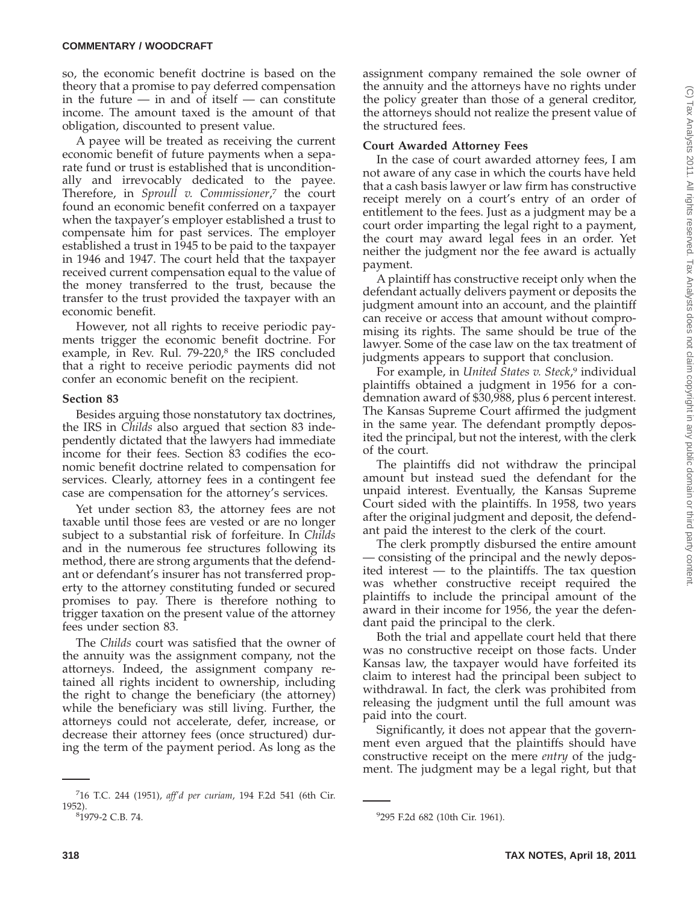so, the economic benefit doctrine is based on the theory that a promise to pay deferred compensation in the future — in and of itself — can constitute income. The amount taxed is the amount of that obligation, discounted to present value.

A payee will be treated as receiving the current economic benefit of future payments when a separate fund or trust is established that is unconditionally and irrevocably dedicated to the payee. Therefore, in *Sproull v. Commissioner*,[7] the court found an economic benefit conferred on a taxpayer when the taxpayer's employer established a trust to compensate him for past services. The employer established a trust in 1945 to be paid to the taxpayer in 1946 and 1947. The court held that the taxpayer received current compensation equal to the value of the money transferred to the trust, because the transfer to the trust provided the taxpayer with an economic benefit.

However, not all rights to receive periodic payments trigger the economic benefit doctrine. For example, in Rev. Rul. 79-220,[8] the IRS concluded that a right to receive periodic payments did not confer an economic benefit on the recipient.

### Section 83

Besides arguing those nonstatutory tax doctrines, the IRS in *Childs* also argued that section 83 independently dictated that the lawyers had immediate income for their fees. Section 83 codifies the economic benefit doctrine related to compensation for services. Clearly, attorney fees in a contingent fee case are compensation for the attorney's services.

Yet under section 83, the attorney fees are not taxable until those fees are vested or are no longer subject to a substantial risk of forfeiture. In *Childs* and in the numerous fee structures following its method, there are strong arguments that the defendant or defendant's insurer has not transferred property to the attorney constituting funded or secured promises to pay. There is therefore nothing to trigger taxation on the present value of the attorney fees under section 83.

The *Childs* court was satisfied that the owner of the annuity was the assignment company, not the attorneys. Indeed, the assignment company retained all rights incident to ownership, including the right to change the beneficiary (the attorney) while the beneficiary was still living. Further, the attorneys could not accelerate, defer, increase, or decrease their attorney fees (once structured) during the term of the payment period. As long as the assignment company remained the sole owner of the annuity and the attorneys have no rights under the policy greater than those of a general creditor, the attorneys should not realize the present value of the structured fees.

### Court Awarded Attorney Fees

In the case of court awarded attorney fees, I am not aware of any case in which the courts have held that a cash basis lawyer or law firm has constructive receipt merely on a court's entry of an order of entitlement to the fees. Just as a judgment may be a court order imparting the legal right to a payment, the court may award legal fees in an order. Yet neither the judgment nor the fee award is actually payment.

A plaintiff has constructive receipt only when the defendant actually delivers payment or deposits the judgment amount into an account, and the plaintiff can receive or access that amount without compromising its rights. The same should be true of the lawyer. Some of the case law on the tax treatment of judgments appears to support that conclusion.

For example, in *United States v. Steck*,[9] individual plaintiffs obtained a judgment in 1956 for a condemnation award of $30,988, plus 6 percent interest. The Kansas Supreme Court affirmed the judgment in the same year. The defendant promptly deposited the principal, but not the interest, with the clerk of the court.

The plaintiffs did not withdraw the principal amount but instead sued the defendant for the unpaid interest. Eventually, the Kansas Supreme Court sided with the plaintiffs. In 1958, two years after the original judgment and deposit, the defendant paid the interest to the clerk of the court.

The clerk promptly disbursed the entire amount — consisting of the principal and the newly deposited interest — to the plaintiffs. The tax question was whether constructive receipt required the plaintiffs to include the principal amount of the award in their income for 1956, the year the defendant paid the principal to the clerk.

Both the trial and appellate court held that there was no constructive receipt on those facts. Under Kansas law, the taxpayer would have forfeited its claim to interest had the principal been subject to withdrawal. In fact, the clerk was prohibited from releasing the judgment until the full amount was paid into the court.

Significantly, it does not appear that the government even argued that the plaintiffs should have constructive receipt on the mere *entry* of the judgment. The judgment may be a legal right, but that

---

[7] 16 T.C. 244 (1951), *aff'd per curiam*, 194 F.2d 541 (6th Cir. 1952).

[8] 1979-2 C.B. 74.

[9] 295 F.2d 682 (10th Cir. 1961).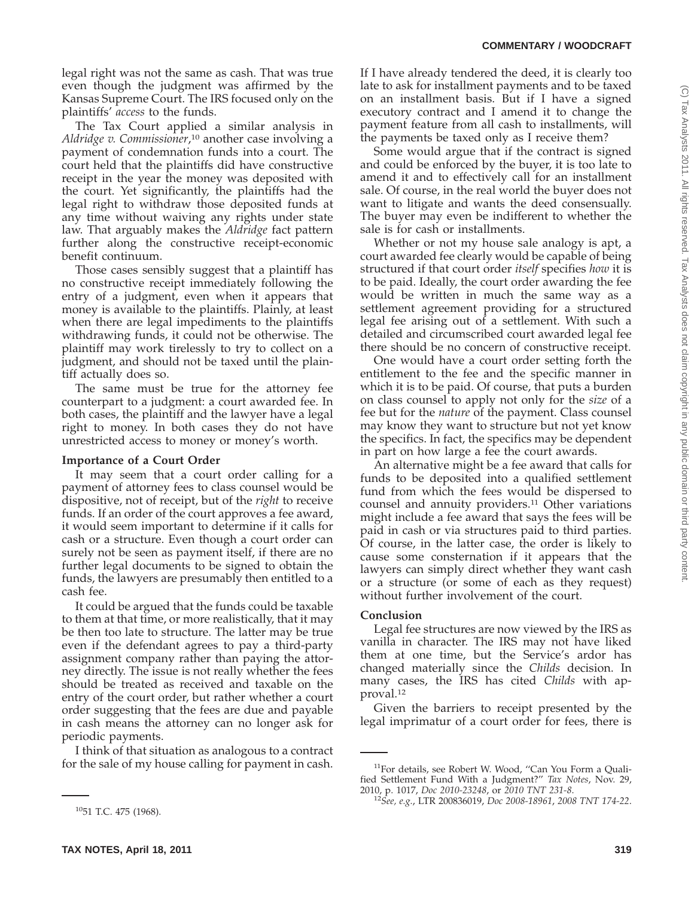legal right was not the same as cash. That was true even though the judgment was affirmed by the Kansas Supreme Court. The IRS focused only on the plaintiffs' *access* to the funds.

The Tax Court applied a similar analysis in *Aldridge v. Commissioner*,[10] another case involving a payment of condemnation funds into a court. The court held that the plaintiffs did have constructive receipt in the year the money was deposited with the court. Yet significantly, the plaintiffs had the legal right to withdraw those deposited funds at any time without waiving any rights under state law. That arguably makes the *Aldridge* fact pattern further along the constructive receipt-economic benefit continuum.

Those cases sensibly suggest that a plaintiff has no constructive receipt immediately following the entry of a judgment, even when it appears that money is available to the plaintiffs. Plainly, at least when there are legal impediments to the plaintiffs withdrawing funds, it could not be otherwise. The plaintiff may work tirelessly to try to collect on a judgment, and should not be taxed until the plaintiff actually does so.

The same must be true for the attorney fee counterpart to a judgment: a court awarded fee. In both cases, the plaintiff and the lawyer have a legal right to money. In both cases they do not have unrestricted access to money or money's worth.

**Importance of a Court Order**

It may seem that a court order calling for a payment of attorney fees to class counsel would be dispositive, not of receipt, but of the *right* to receive funds. If an order of the court approves a fee award, it would seem important to determine if it calls for cash or a structure. Even though a court order can surely not be seen as payment itself, if there are no further legal documents to be signed to obtain the funds, the lawyers are presumably then entitled to a cash fee.

It could be argued that the funds could be taxable to them at that time, or more realistically, that it may be then too late to structure. The latter may be true even if the defendant agrees to pay a third-party assignment company rather than paying the attorney directly. The issue is not really whether the fees should be treated as received and taxable on the entry of the court order, but rather whether a court order suggesting that the fees are due and payable in cash means the attorney can no longer ask for periodic payments.

I think of that situation as analogous to a contract for the sale of my house calling for payment in cash. If I have already tendered the deed, it is clearly too late to ask for installment payments and to be taxed on an installment basis. But if I have a signed executory contract and I amend it to change the payment feature from all cash to installments, will the payments be taxed only as I receive them?

Some would argue that if the contract is signed and could be enforced by the buyer, it is too late to amend it and to effectively call for an installment sale. Of course, in the real world the buyer does not want to litigate and wants the deed consensually. The buyer may even be indifferent to whether the sale is for cash or installments.

Whether or not my house sale analogy is apt, a court awarded fee clearly would be capable of being structured if that court order *itself* specifies *how* it is to be paid. Ideally, the court order awarding the fee would be written in much the same way as a settlement agreement providing for a structured legal fee arising out of a settlement. With such a detailed and circumscribed court awarded legal fee there should be no concern of constructive receipt.

One would have a court order setting forth the entitlement to the fee and the specific manner in which it is to be paid. Of course, that puts a burden on class counsel to apply not only for the *size* of a fee but for the *nature* of the payment. Class counsel may know they want to structure but not yet know the specifics. In fact, the specifics may be dependent in part on how large a fee the court awards.

An alternative might be a fee award that calls for funds to be deposited into a qualified settlement fund from which the fees would be dispersed to counsel and annuity providers.[11] Other variations might include a fee award that says the fees will be paid in cash or via structures paid to third parties. Of course, in the latter case, the order is likely to cause some consternation if it appears that the lawyers can simply direct whether they want cash or a structure (or some of each as they request) without further involvement of the court.

**Conclusion**

Legal fee structures are now viewed by the IRS as vanilla in character. The IRS may not have liked them at one time, but the Service's ardor has changed materially since the *Childs* decision. In many cases, the IRS has cited *Childs* with approval.[12]

Given the barriers to receipt presented by the legal imprimatur of a court order for fees, there is

---

[10] 51 T.C. 475 (1968).

[11] For details, see Robert W. Wood, "Can You Form a Qualified Settlement Fund With a Judgment?" *Tax Notes*, Nov. 29, 2010, p. 1017, *Doc 2010-23248*, or *2010 TNT 231-8*.

[12] *See, e.g.*, LTR 200836019, *Doc 2008-18961*, *2008 TNT 174-22*.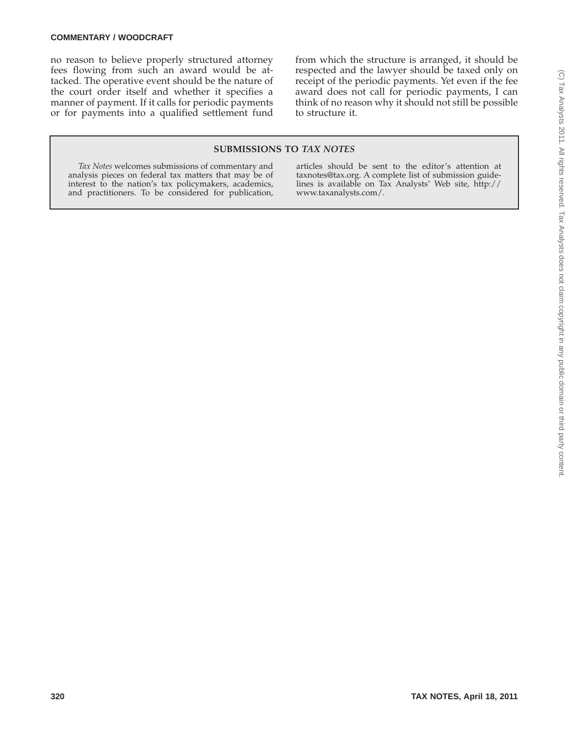no reason to believe properly structured attorney fees flowing from such an award would be attacked. The operative event should be the nature of the court order itself and whether it specifies a manner of payment. If it calls for periodic payments or for payments into a qualified settlement fund from which the structure is arranged, it should be respected and the lawyer should be taxed only on receipt of the periodic payments. Yet even if the fee award does not call for periodic payments, I can think of no reason why it should not still be possible to structure it.

**SUBMISSIONS TO *TAX NOTES***

*Tax Notes* welcomes submissions of commentary and analysis pieces on federal tax matters that may be of interest to the nation's tax policymakers, academics, and practitioners. To be considered for publication, articles should be sent to the editor's attention at taxnotes@tax.org. A complete list of submission guidelines is available on Tax Analysts' Web site, http://www.taxanalysts.com/.